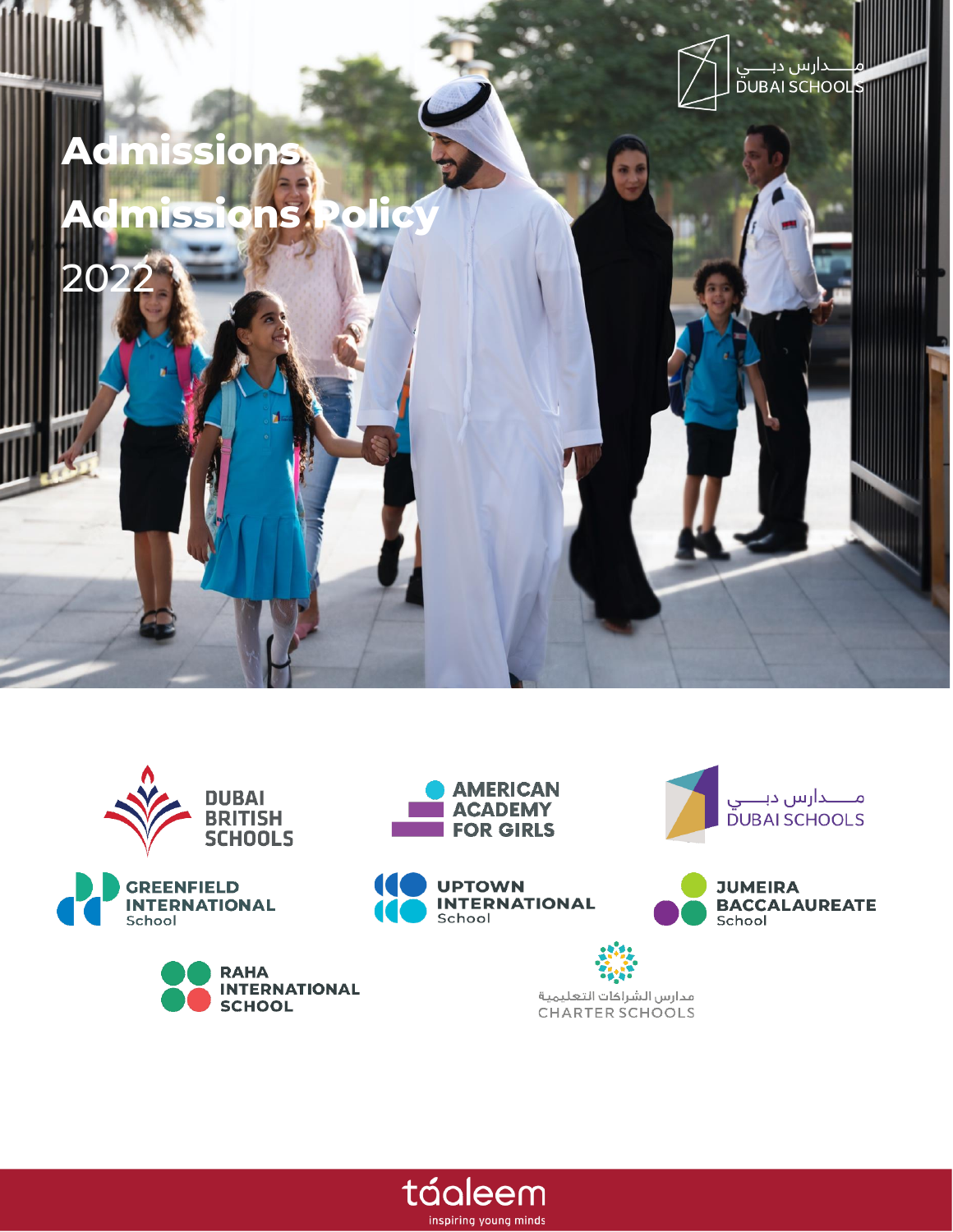# Admissions

# Admissions Policy

2022

مـــــدارس دبـــــي
DUBAI SCHOOLS

DUBAI BRITISH SCHOOLS

AMERICAN ACADEMY FOR GIRLS

مـــــدارس دبـــــي
DUBAI SCHOOLS

GREENFIELD INTERNATIONAL School

UPTOWN INTERNATIONAL School

JUMEIRA BACCALAUREATE School

RAHA INTERNATIONAL SCHOOL

مدارس الشراكات التعليمية
CHARTER SCHOOLS

táaleem
inspiring young minds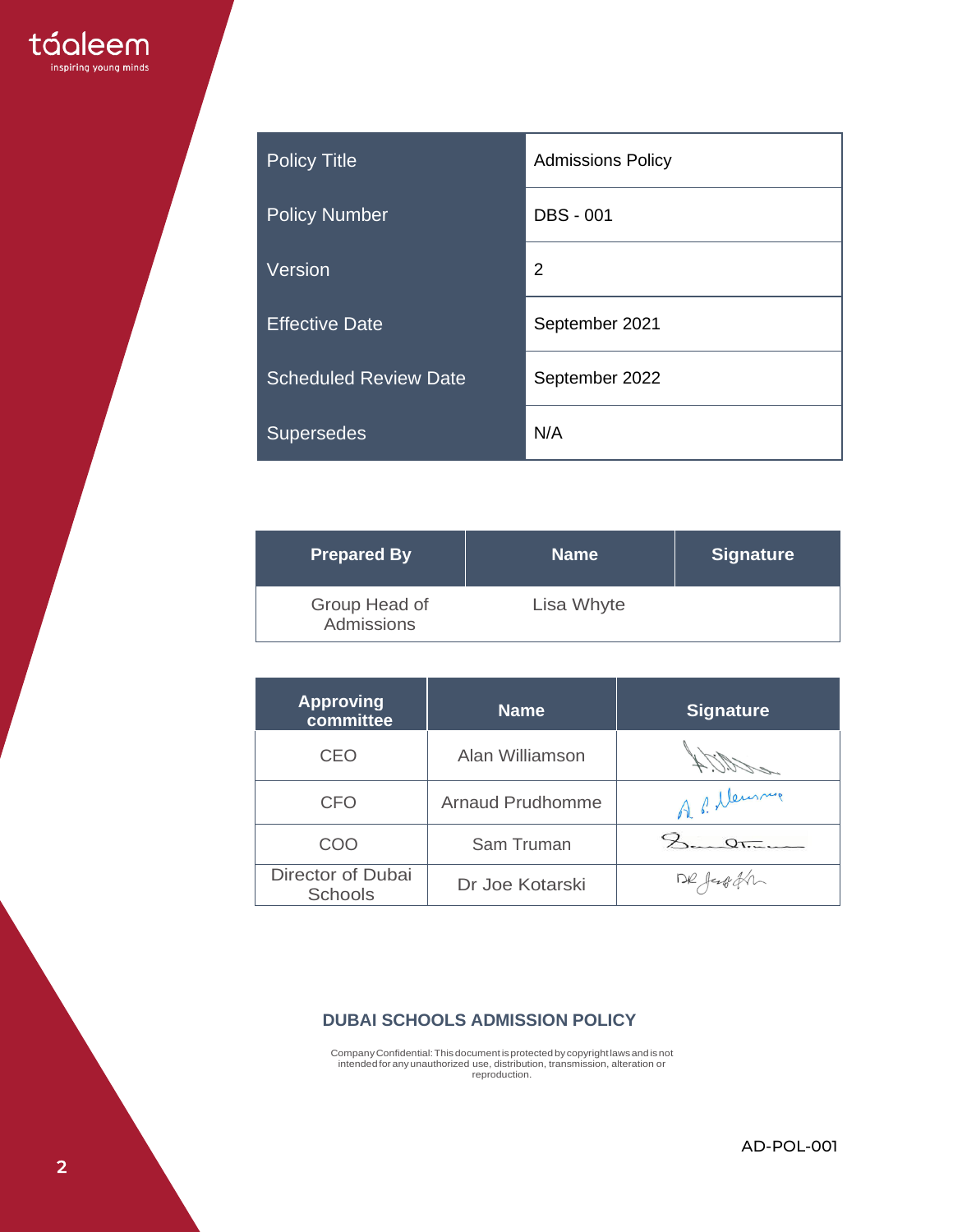| Policy Title | Admissions Policy |
|---|---|
| Policy Number | DBS - 001 |
| Version | 2 |
| Effective Date | September 2021 |
| Scheduled Review Date | September 2022 |
| Supersedes | N/A |

| Prepared By | Name | Signature |
|---|---|---|
| Group Head of Admissions | Lisa Whyte | |

| Approving committee | Name | Signature |
|---|---|---|
| CEO | Alan Williamson | |
| CFO | Arnaud Prudhomme | |
| COO | Sam Truman | |
| Director of Dubai Schools | Dr Joe Kotarski | |

**DUBAI SCHOOLS ADMISSION POLICY**

Company Confidential: This document is protected by copyright laws and is not intended for any unauthorized use, distribution, transmission, alteration or reproduction.

AD-POL-001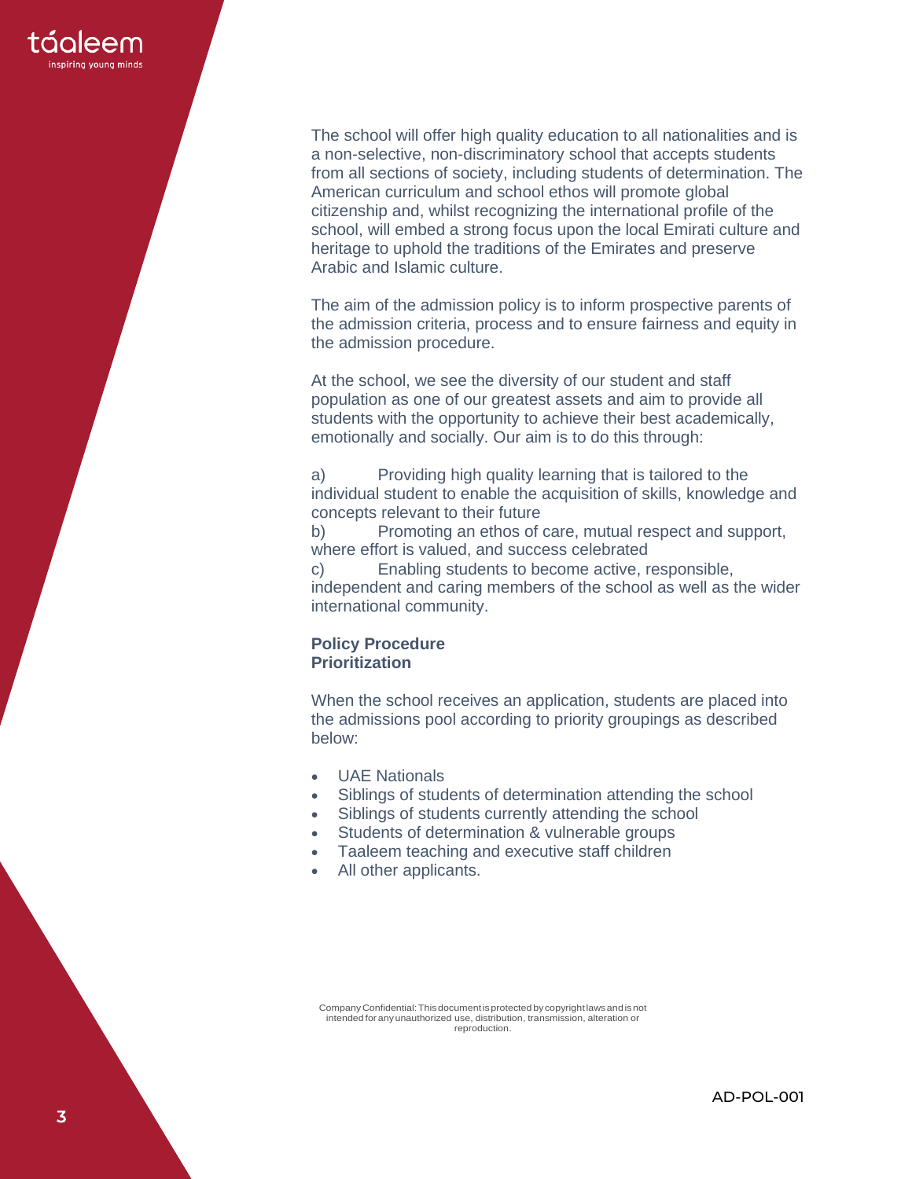The school will offer high quality education to all nationalities and is a non-selective, non-discriminatory school that accepts students from all sections of society, including students of determination. The American curriculum and school ethos will promote global citizenship and, whilst recognizing the international profile of the school, will embed a strong focus upon the local Emirati culture and heritage to uphold the traditions of the Emirates and preserve Arabic and Islamic culture.

The aim of the admission policy is to inform prospective parents of the admission criteria, process and to ensure fairness and equity in the admission procedure.

At the school, we see the diversity of our student and staff population as one of our greatest assets and aim to provide all students with the opportunity to achieve their best academically, emotionally and socially. Our aim is to do this through:

a) Providing high quality learning that is tailored to the individual student to enable the acquisition of skills, knowledge and concepts relevant to their future
b) Promoting an ethos of care, mutual respect and support, where effort is valued, and success celebrated
c) Enabling students to become active, responsible, independent and caring members of the school as well as the wider international community.

**Policy Procedure**
**Prioritization**

When the school receives an application, students are placed into the admissions pool according to priority groupings as described below:

- UAE Nationals
- Siblings of students of determination attending the school
- Siblings of students currently attending the school
- Students of determination & vulnerable groups
- Taaleem teaching and executive staff children
- All other applicants.

Company Confidential: This document is protected by copyright laws and is not intended for any unauthorized use, distribution, transmission, alteration or reproduction.

AD-POL-001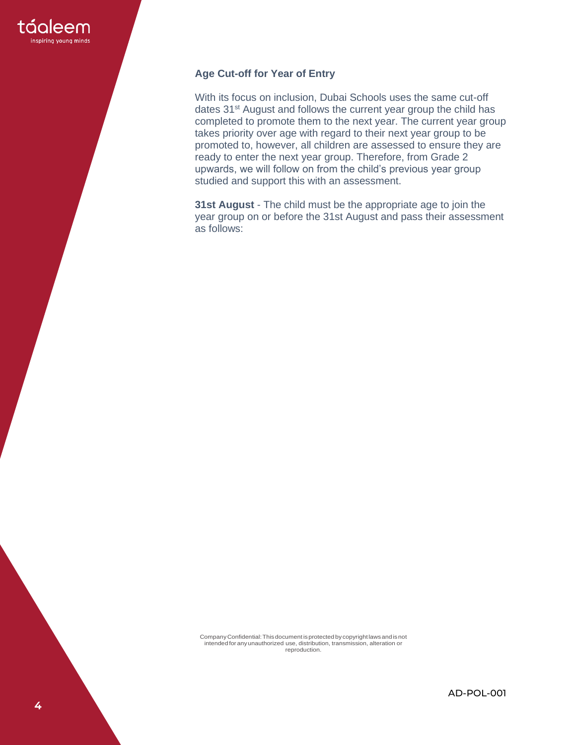### Age Cut-off for Year of Entry

With its focus on inclusion, Dubai Schools uses the same cut-off dates 31st August and follows the current year group the child has completed to promote them to the next year. The current year group takes priority over age with regard to their next year group to be promoted to, however, all children are assessed to ensure they are ready to enter the next year group. Therefore, from Grade 2 upwards, we will follow on from the child's previous year group studied and support this with an assessment.

**31st August** - The child must be the appropriate age to join the year group on or before the 31st August and pass their assessment as follows:

Company Confidential: This document is protected by copyright laws and is not intended for any unauthorized use, distribution, transmission, alteration or reproduction.

AD-POL-001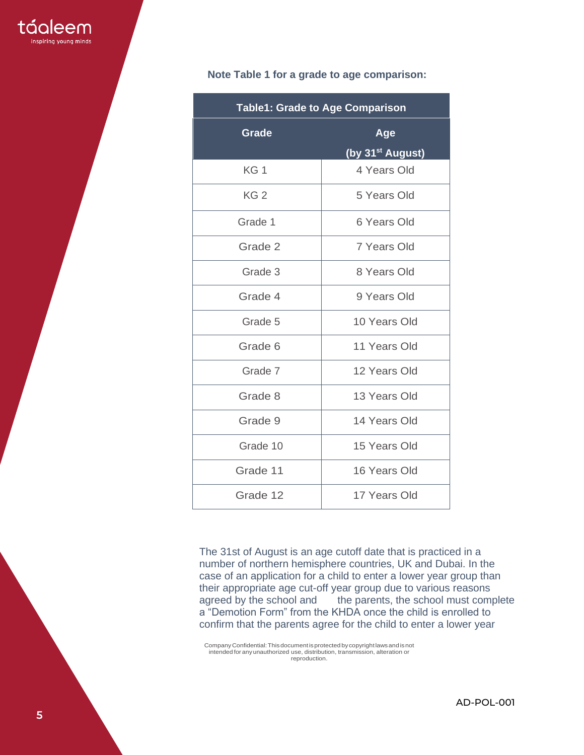**Note Table 1 for a grade to age comparison:**

| Table1: Grade to Age Comparison | |
|---|---|
| **Grade** | **Age (by 31st August)** |
| KG 1 | 4 Years Old |
| KG 2 | 5 Years Old |
| Grade 1 | 6 Years Old |
| Grade 2 | 7 Years Old |
| Grade 3 | 8 Years Old |
| Grade 4 | 9 Years Old |
| Grade 5 | 10 Years Old |
| Grade 6 | 11 Years Old |
| Grade 7 | 12 Years Old |
| Grade 8 | 13 Years Old |
| Grade 9 | 14 Years Old |
| Grade 10 | 15 Years Old |
| Grade 11 | 16 Years Old |
| Grade 12 | 17 Years Old |

The 31st of August is an age cutoff date that is practiced in a number of northern hemisphere countries, UK and Dubai. In the case of an application for a child to enter a lower year group than their appropriate age cut-off year group due to various reasons agreed by the school and the parents, the school must complete a "Demotion Form" from the KHDA once the child is enrolled to confirm that the parents agree for the child to enter a lower year

Company Confidential: This document is protected by copyright laws and is not intended for any unauthorized use, distribution, transmission, alteration or reproduction.

AD-POL-001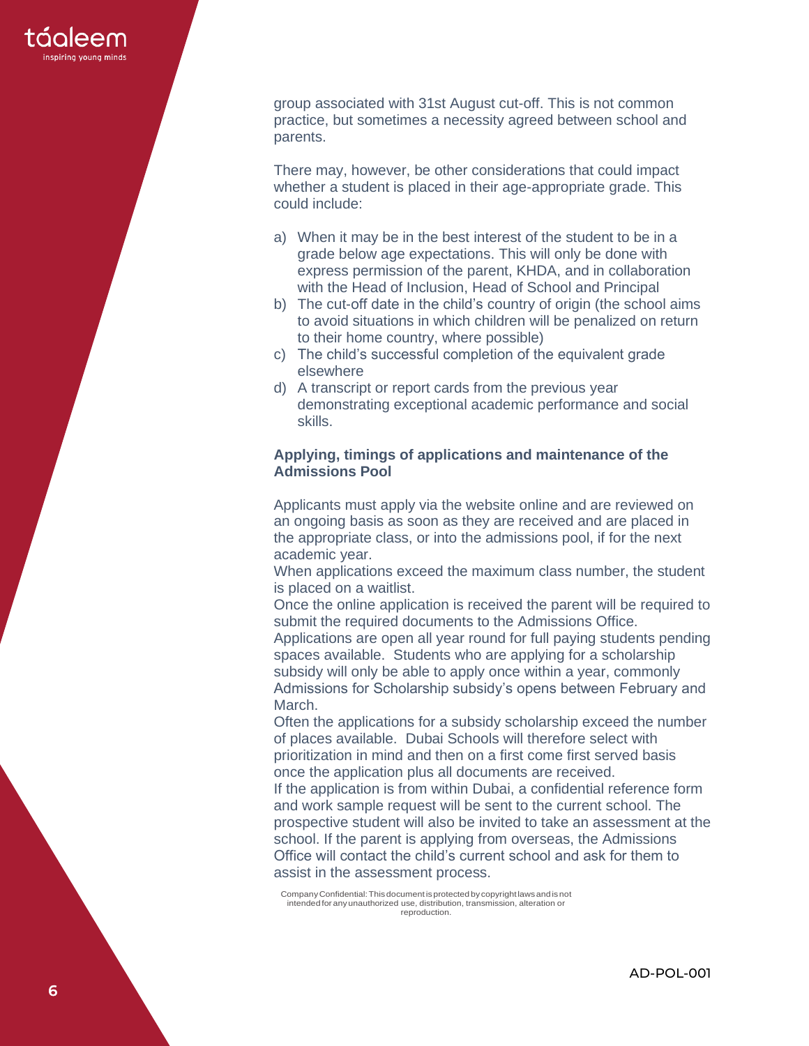group associated with 31st August cut-off. This is not common practice, but sometimes a necessity agreed between school and parents.

There may, however, be other considerations that could impact whether a student is placed in their age-appropriate grade. This could include:

a) When it may be in the best interest of the student to be in a grade below age expectations. This will only be done with express permission of the parent, KHDA, and in collaboration with the Head of Inclusion, Head of School and Principal
b) The cut-off date in the child's country of origin (the school aims to avoid situations in which children will be penalized on return to their home country, where possible)
c) The child's successful completion of the equivalent grade elsewhere
d) A transcript or report cards from the previous year demonstrating exceptional academic performance and social skills.

**Applying, timings of applications and maintenance of the Admissions Pool**

Applicants must apply via the website online and are reviewed on an ongoing basis as soon as they are received and are placed in the appropriate class, or into the admissions pool, if for the next academic year.
When applications exceed the maximum class number, the student is placed on a waitlist.
Once the online application is received the parent will be required to submit the required documents to the Admissions Office.
Applications are open all year round for full paying students pending spaces available. Students who are applying for a scholarship subsidy will only be able to apply once within a year, commonly Admissions for Scholarship subsidy's opens between February and March.
Often the applications for a subsidy scholarship exceed the number of places available. Dubai Schools will therefore select with prioritization in mind and then on a first come first served basis once the application plus all documents are received.
If the application is from within Dubai, a confidential reference form and work sample request will be sent to the current school. The prospective student will also be invited to take an assessment at the school. If the parent is applying from overseas, the Admissions Office will contact the child's current school and ask for them to assist in the assessment process.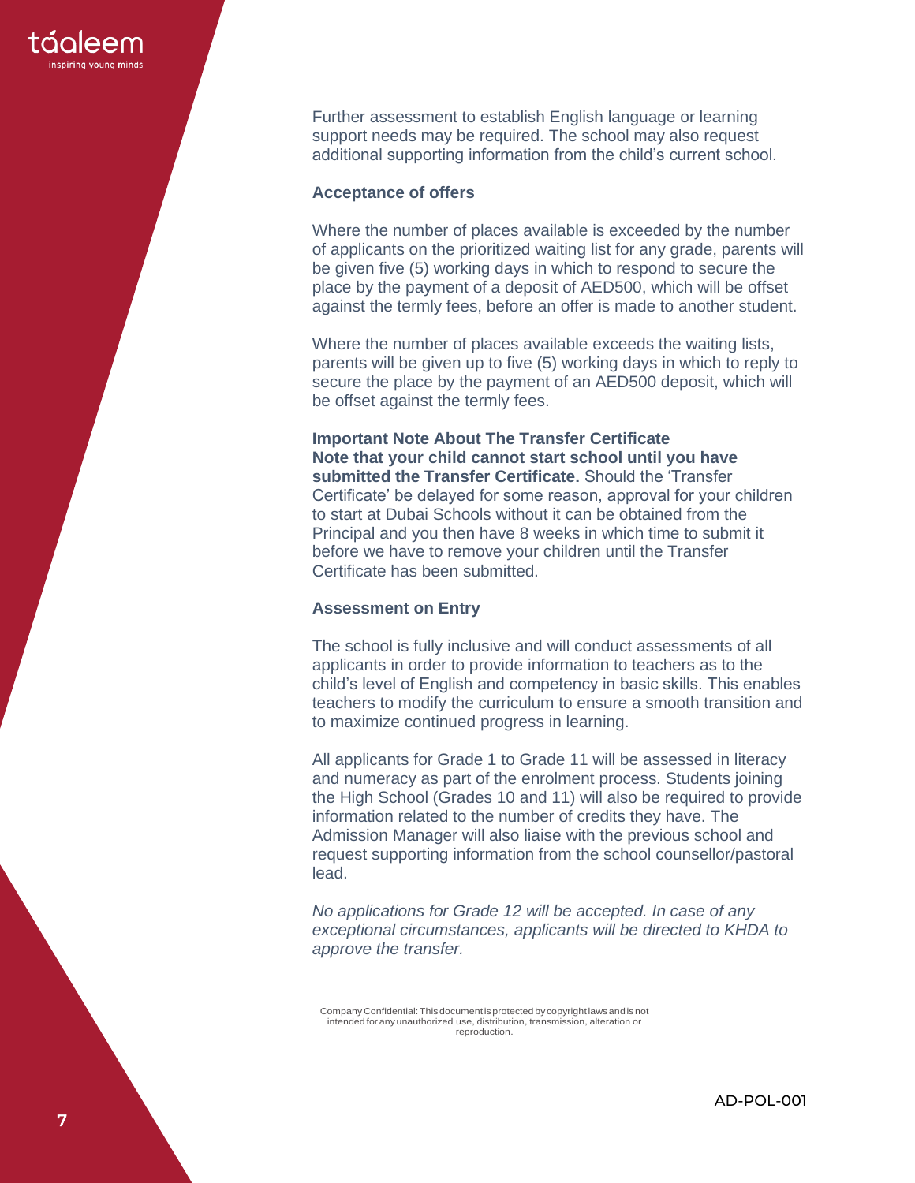Further assessment to establish English language or learning support needs may be required. The school may also request additional supporting information from the child's current school.

### Acceptance of offers

Where the number of places available is exceeded by the number of applicants on the prioritized waiting list for any grade, parents will be given five (5) working days in which to respond to secure the place by the payment of a deposit of AED500, which will be offset against the termly fees, before an offer is made to another student.

Where the number of places available exceeds the waiting lists, parents will be given up to five (5) working days in which to reply to secure the place by the payment of an AED500 deposit, which will be offset against the termly fees.

**Important Note About The Transfer Certificate**
**Note that your child cannot start school until you have submitted the Transfer Certificate.** Should the 'Transfer Certificate' be delayed for some reason, approval for your children to start at Dubai Schools without it can be obtained from the Principal and you then have 8 weeks in which time to submit it before we have to remove your children until the Transfer Certificate has been submitted.

### Assessment on Entry

The school is fully inclusive and will conduct assessments of all applicants in order to provide information to teachers as to the child's level of English and competency in basic skills. This enables teachers to modify the curriculum to ensure a smooth transition and to maximize continued progress in learning.

All applicants for Grade 1 to Grade 11 will be assessed in literacy and numeracy as part of the enrolment process. Students joining the High School (Grades 10 and 11) will also be required to provide information related to the number of credits they have. The Admission Manager will also liaise with the previous school and request supporting information from the school counsellor/pastoral lead.

*No applications for Grade 12 will be accepted. In case of any exceptional circumstances, applicants will be directed to KHDA to approve the transfer.*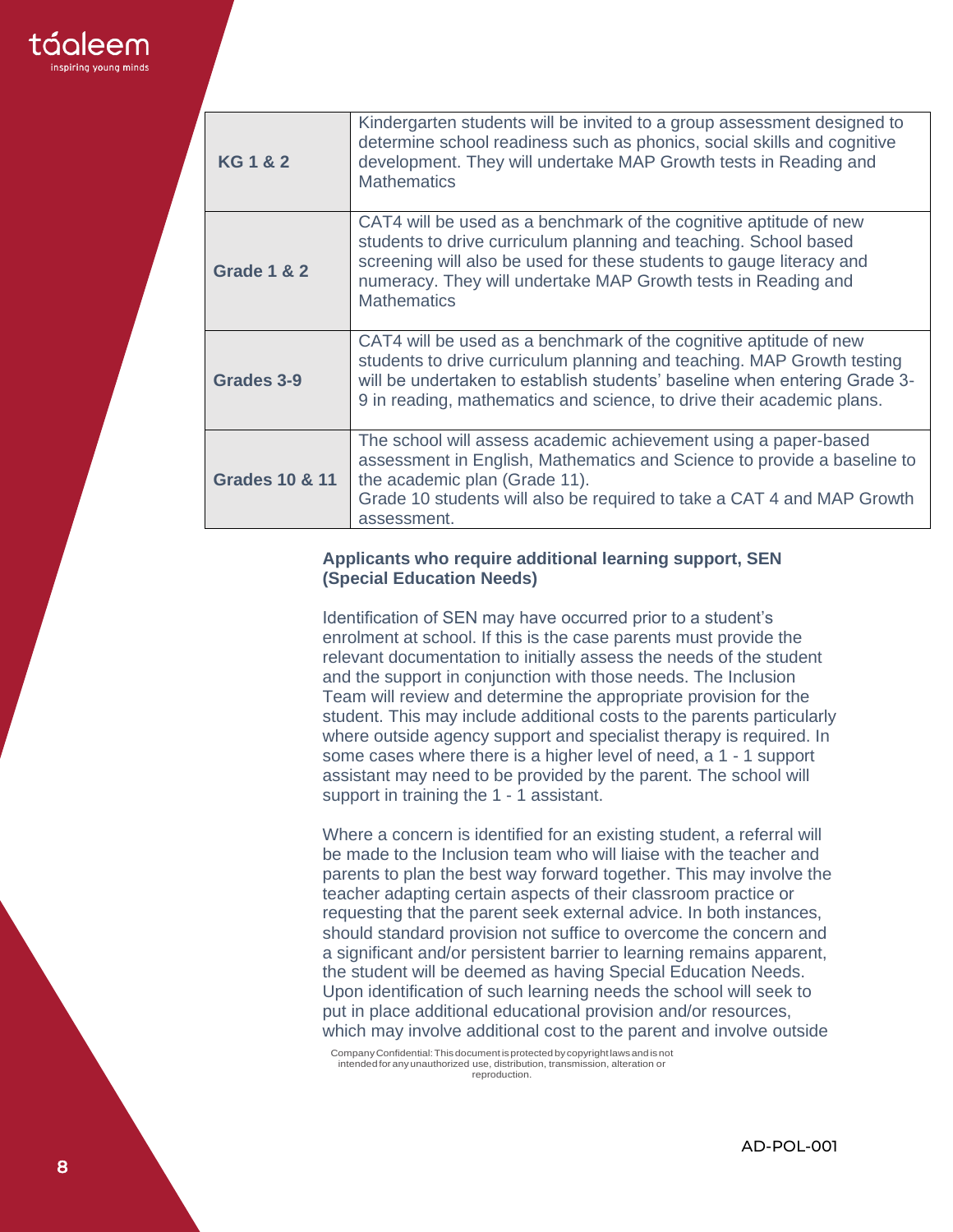| | |
|---|---|
| **KG 1 & 2** | Kindergarten students will be invited to a group assessment designed to determine school readiness such as phonics, social skills and cognitive development. They will undertake MAP Growth tests in Reading and Mathematics |
| **Grade 1 & 2** | CAT4 will be used as a benchmark of the cognitive aptitude of new students to drive curriculum planning and teaching. School based screening will also be used for these students to gauge literacy and numeracy. They will undertake MAP Growth tests in Reading and Mathematics |
| **Grades 3-9** | CAT4 will be used as a benchmark of the cognitive aptitude of new students to drive curriculum planning and teaching. MAP Growth testing will be undertaken to establish students' baseline when entering Grade 3-9 in reading, mathematics and science, to drive their academic plans. |
| **Grades 10 & 11** | The school will assess academic achievement using a paper-based assessment in English, Mathematics and Science to provide a baseline to the academic plan (Grade 11). Grade 10 students will also be required to take a CAT 4 and MAP Growth assessment. |

**Applicants who require additional learning support, SEN (Special Education Needs)**

Identification of SEN may have occurred prior to a student's enrolment at school. If this is the case parents must provide the relevant documentation to initially assess the needs of the student and the support in conjunction with those needs. The Inclusion Team will review and determine the appropriate provision for the student. This may include additional costs to the parents particularly where outside agency support and specialist therapy is required. In some cases where there is a higher level of need, a 1 - 1 support assistant may need to be provided by the parent. The school will support in training the 1 - 1 assistant.

Where a concern is identified for an existing student, a referral will be made to the Inclusion team who will liaise with the teacher and parents to plan the best way forward together. This may involve the teacher adapting certain aspects of their classroom practice or requesting that the parent seek external advice. In both instances, should standard provision not suffice to overcome the concern and a significant and/or persistent barrier to learning remains apparent, the student will be deemed as having Special Education Needs. Upon identification of such learning needs the school will seek to put in place additional educational provision and/or resources, which may involve additional cost to the parent and involve outside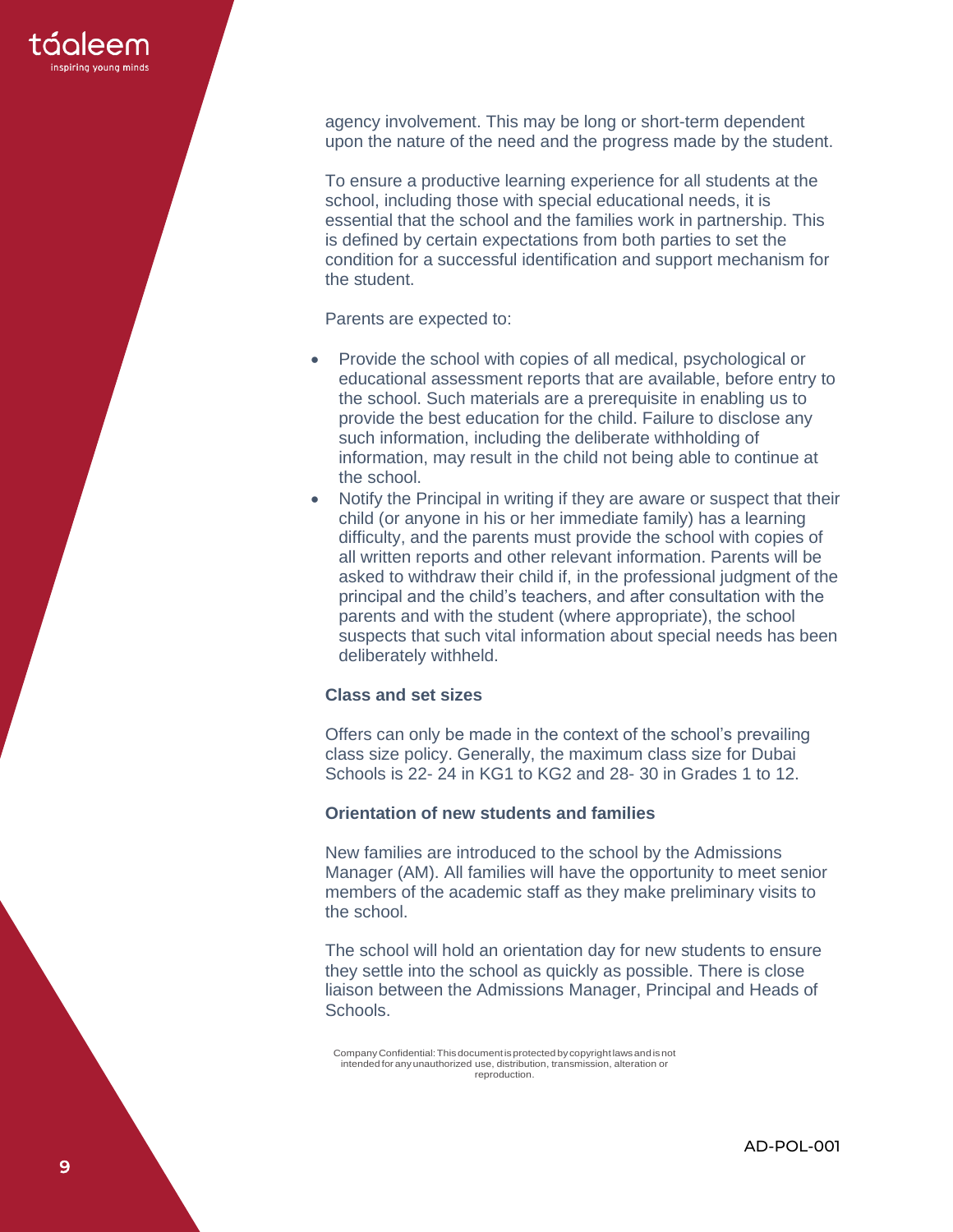agency involvement. This may be long or short-term dependent upon the nature of the need and the progress made by the student.

To ensure a productive learning experience for all students at the school, including those with special educational needs, it is essential that the school and the families work in partnership. This is defined by certain expectations from both parties to set the condition for a successful identification and support mechanism for the student.

Parents are expected to:

- Provide the school with copies of all medical, psychological or educational assessment reports that are available, before entry to the school. Such materials are a prerequisite in enabling us to provide the best education for the child. Failure to disclose any such information, including the deliberate withholding of information, may result in the child not being able to continue at the school.
- Notify the Principal in writing if they are aware or suspect that their child (or anyone in his or her immediate family) has a learning difficulty, and the parents must provide the school with copies of all written reports and other relevant information. Parents will be asked to withdraw their child if, in the professional judgment of the principal and the child's teachers, and after consultation with the parents and with the student (where appropriate), the school suspects that such vital information about special needs has been deliberately withheld.

**Class and set sizes**

Offers can only be made in the context of the school's prevailing class size policy. Generally, the maximum class size for Dubai Schools is 22- 24 in KG1 to KG2 and 28- 30 in Grades 1 to 12.

**Orientation of new students and families**

New families are introduced to the school by the Admissions Manager (AM). All families will have the opportunity to meet senior members of the academic staff as they make preliminary visits to the school.

The school will hold an orientation day for new students to ensure they settle into the school as quickly as possible. There is close liaison between the Admissions Manager, Principal and Heads of Schools.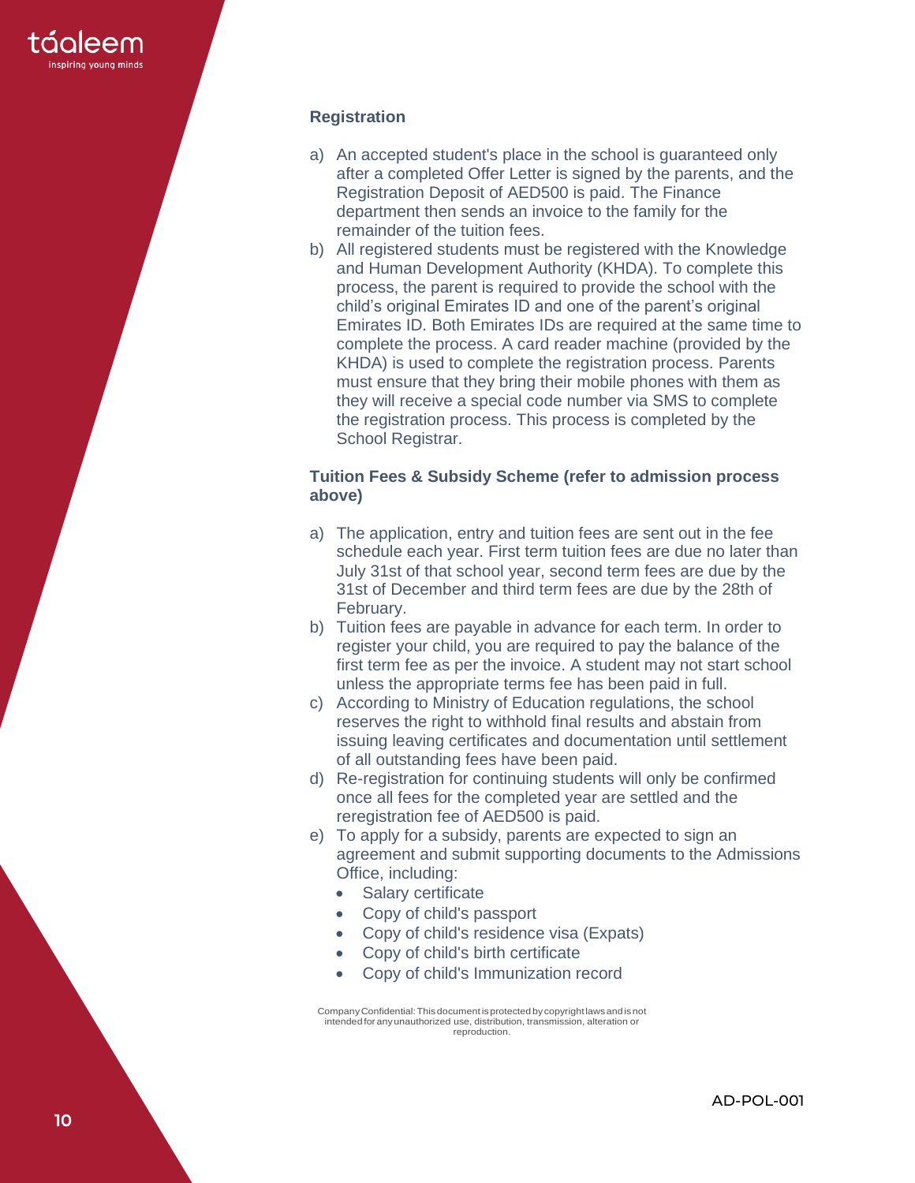### Registration

a) An accepted student's place in the school is guaranteed only after a completed Offer Letter is signed by the parents, and the Registration Deposit of AED500 is paid. The Finance department then sends an invoice to the family for the remainder of the tuition fees.

b) All registered students must be registered with the Knowledge and Human Development Authority (KHDA). To complete this process, the parent is required to provide the school with the child's original Emirates ID and one of the parent's original Emirates ID. Both Emirates IDs are required at the same time to complete the process. A card reader machine (provided by the KHDA) is used to complete the registration process. Parents must ensure that they bring their mobile phones with them as they will receive a special code number via SMS to complete the registration process. This process is completed by the School Registrar.

### Tuition Fees & Subsidy Scheme (refer to admission process above)

a) The application, entry and tuition fees are sent out in the fee schedule each year. First term tuition fees are due no later than July 31st of that school year, second term fees are due by the 31st of December and third term fees are due by the 28th of February.

b) Tuition fees are payable in advance for each term. In order to register your child, you are required to pay the balance of the first term fee as per the invoice. A student may not start school unless the appropriate terms fee has been paid in full.

c) According to Ministry of Education regulations, the school reserves the right to withhold final results and abstain from issuing leaving certificates and documentation until settlement of all outstanding fees have been paid.

d) Re-registration for continuing students will only be confirmed once all fees for the completed year are settled and the reregistration fee of AED500 is paid.

e) To apply for a subsidy, parents are expected to sign an agreement and submit supporting documents to the Admissions Office, including:
   - Salary certificate
   - Copy of child's passport
   - Copy of child's residence visa (Expats)
   - Copy of child's birth certificate
   - Copy of child's Immunization record

Company Confidential: This document is protected by copyright laws and is not intended for any unauthorized use, distribution, transmission, alteration or reproduction.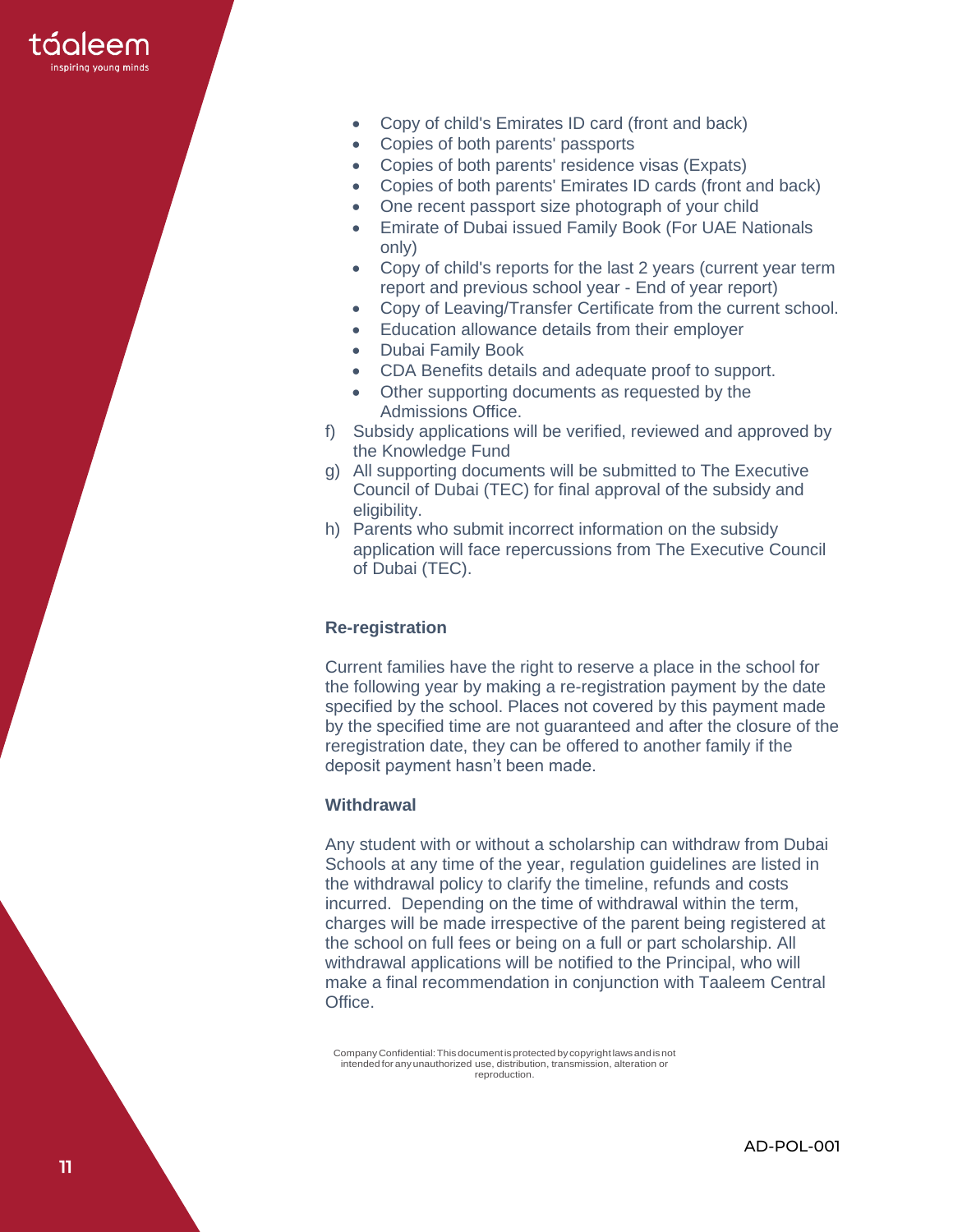- Copy of child's Emirates ID card (front and back)
- Copies of both parents' passports
- Copies of both parents' residence visas (Expats)
- Copies of both parents' Emirates ID cards (front and back)
- One recent passport size photograph of your child
- Emirate of Dubai issued Family Book (For UAE Nationals only)
- Copy of child's reports for the last 2 years (current year term report and previous school year - End of year report)
- Copy of Leaving/Transfer Certificate from the current school.
- Education allowance details from their employer
- Dubai Family Book
- CDA Benefits details and adequate proof to support.
- Other supporting documents as requested by the Admissions Office.

f) Subsidy applications will be verified, reviewed and approved by the Knowledge Fund

g) All supporting documents will be submitted to The Executive Council of Dubai (TEC) for final approval of the subsidy and eligibility.

h) Parents who submit incorrect information on the subsidy application will face repercussions from The Executive Council of Dubai (TEC).

### Re-registration

Current families have the right to reserve a place in the school for the following year by making a re-registration payment by the date specified by the school. Places not covered by this payment made by the specified time are not guaranteed and after the closure of the reregistration date, they can be offered to another family if the deposit payment hasn't been made.

### Withdrawal

Any student with or without a scholarship can withdraw from Dubai Schools at any time of the year, regulation guidelines are listed in the withdrawal policy to clarify the timeline, refunds and costs incurred. Depending on the time of withdrawal within the term, charges will be made irrespective of the parent being registered at the school on full fees or being on a full or part scholarship. All withdrawal applications will be notified to the Principal, who will make a final recommendation in conjunction with Taaleem Central Office.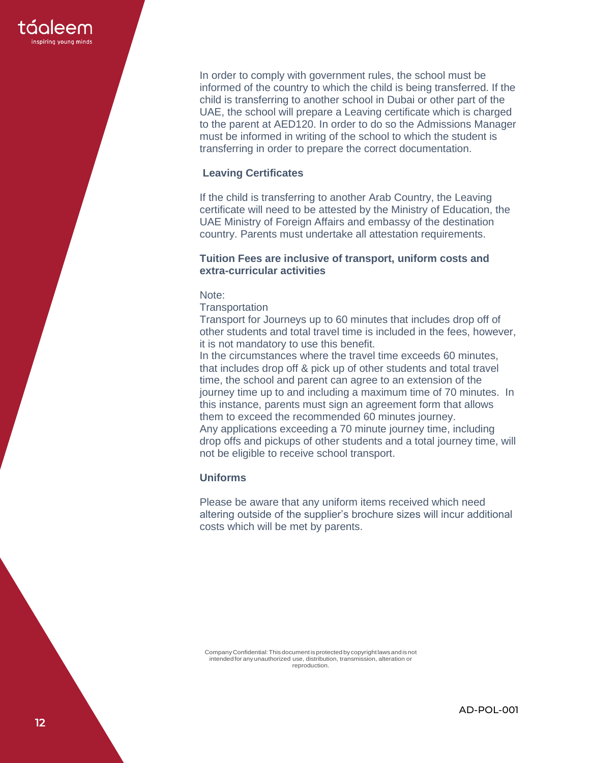In order to comply with government rules, the school must be informed of the country to which the child is being transferred. If the child is transferring to another school in Dubai or other part of the UAE, the school will prepare a Leaving certificate which is charged to the parent at AED120. In order to do so the Admissions Manager must be informed in writing of the school to which the student is transferring in order to prepare the correct documentation.

**Leaving Certificates**

If the child is transferring to another Arab Country, the Leaving certificate will need to be attested by the Ministry of Education, the UAE Ministry of Foreign Affairs and embassy of the destination country. Parents must undertake all attestation requirements.

**Tuition Fees are inclusive of transport, uniform costs and extra-curricular activities**

Note:
Transportation
Transport for Journeys up to 60 minutes that includes drop off of other students and total travel time is included in the fees, however, it is not mandatory to use this benefit.
In the circumstances where the travel time exceeds 60 minutes, that includes drop off & pick up of other students and total travel time, the school and parent can agree to an extension of the journey time up to and including a maximum time of 70 minutes. In this instance, parents must sign an agreement form that allows them to exceed the recommended 60 minutes journey.
Any applications exceeding a 70 minute journey time, including drop offs and pickups of other students and a total journey time, will not be eligible to receive school transport.

**Uniforms**

Please be aware that any uniform items received which need altering outside of the supplier's brochure sizes will incur additional costs which will be met by parents.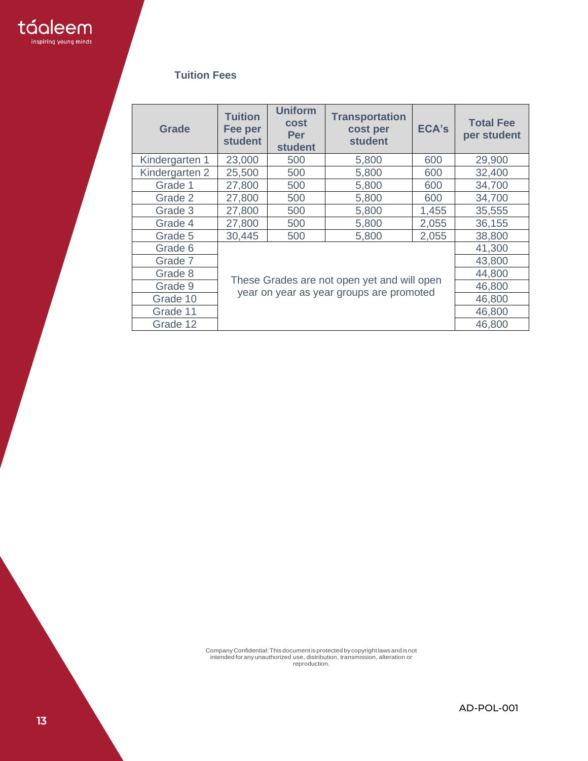## Tuition Fees

| Grade | Tuition Fee per student | Uniform cost Per student | Transportation cost per student | ECA's | Total Fee per student |
|---|---|---|---|---|---|
| Kindergarten 1 | 23,000 | 500 | 5,800 | 600 | 29,900 |
| Kindergarten 2 | 25,500 | 500 | 5,800 | 600 | 32,400 |
| Grade 1 | 27,800 | 500 | 5,800 | 600 | 34,700 |
| Grade 2 | 27,800 | 500 | 5,800 | 600 | 34,700 |
| Grade 3 | 27,800 | 500 | 5,800 | 1,455 | 35,555 |
| Grade 4 | 27,800 | 500 | 5,800 | 2,055 | 36,155 |
| Grade 5 | 30,445 | 500 | 5,800 | 2,055 | 38,800 |
| Grade 6 | These Grades are not open yet and will open year on year as year groups are promoted | | | | 41,300 |
| Grade 7 | | | | | 43,800 |
| Grade 8 | | | | | 44,800 |
| Grade 9 | | | | | 46,800 |
| Grade 10 | | | | | 46,800 |
| Grade 11 | | | | | 46,800 |
| Grade 12 | | | | | 46,800 |

Company Confidential: This document is protected by copyright laws and is not intended for any unauthorized use, distribution, transmission, alteration or reproduction.

AD-POL-001